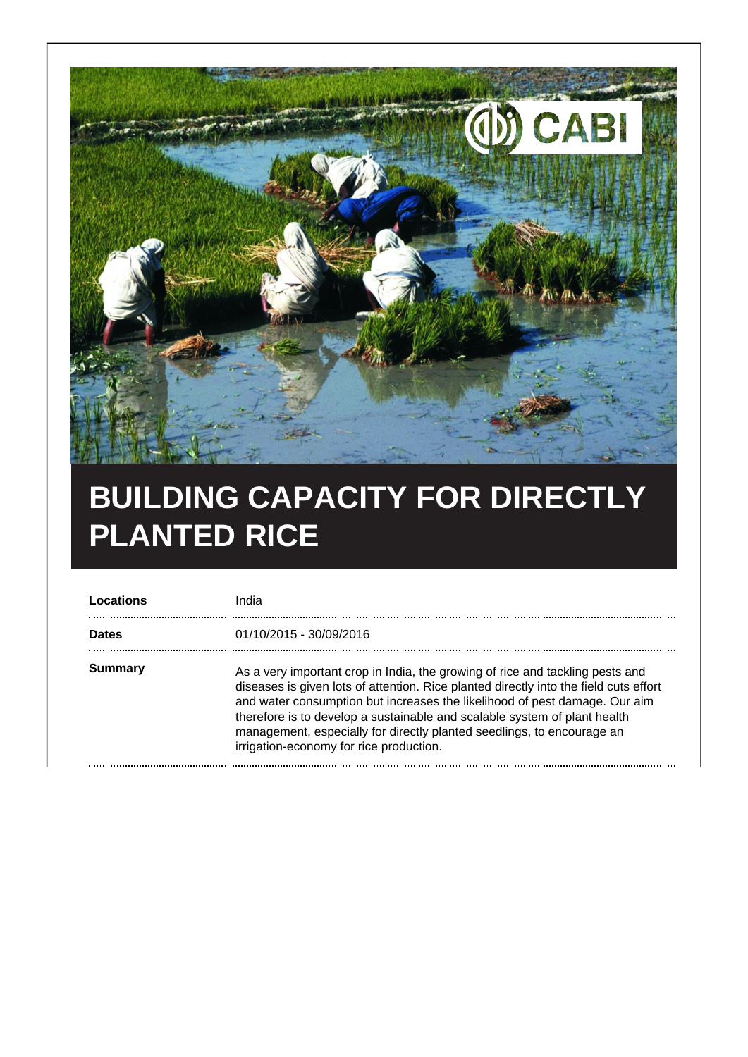# BUILDING CAPACITY FOR DIRECTLY PLANTED RICE

| | |
|---|---|
| **Locations** | India |
| **Dates** | 01/10/2015 - 30/09/2016 |
| **Summary** | As a very important crop in India, the growing of rice and tackling pests and diseases is given lots of attention. Rice planted directly into the field cuts effort and water consumption but increases the likelihood of pest damage. Our aim therefore is to develop a sustainable and scalable system of plant health management, especially for directly planted seedlings, to encourage an irrigation-economy for rice production. |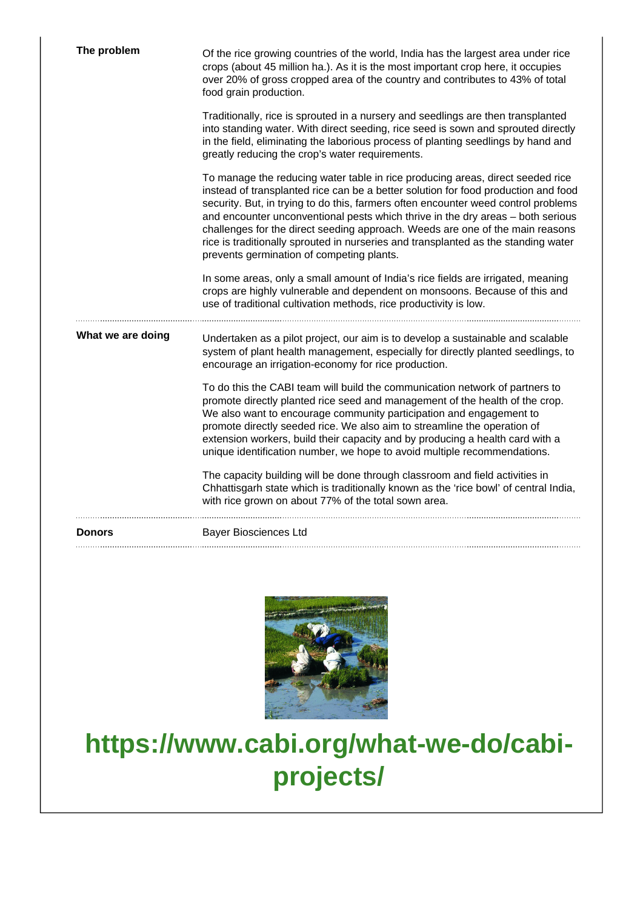**The problem**

Of the rice growing countries of the world, India has the largest area under rice crops (about 45 million ha.). As it is the most important crop here, it occupies over 20% of gross cropped area of the country and contributes to 43% of total food grain production.

Traditionally, rice is sprouted in a nursery and seedlings are then transplanted into standing water. With direct seeding, rice seed is sown and sprouted directly in the field, eliminating the laborious process of planting seedlings by hand and greatly reducing the crop's water requirements.

To manage the reducing water table in rice producing areas, direct seeded rice instead of transplanted rice can be a better solution for food production and food security. But, in trying to do this, farmers often encounter weed control problems and encounter unconventional pests which thrive in the dry areas – both serious challenges for the direct seeding approach. Weeds are one of the main reasons rice is traditionally sprouted in nurseries and transplanted as the standing water prevents germination of competing plants.

In some areas, only a small amount of India's rice fields are irrigated, meaning crops are highly vulnerable and dependent on monsoons. Because of this and use of traditional cultivation methods, rice productivity is low.

**What we are doing**

Undertaken as a pilot project, our aim is to develop a sustainable and scalable system of plant health management, especially for directly planted seedlings, to encourage an irrigation-economy for rice production.

To do this the CABI team will build the communication network of partners to promote directly planted rice seed and management of the health of the crop. We also want to encourage community participation and engagement to promote directly seeded rice. We also aim to streamline the operation of extension workers, build their capacity and by producing a health card with a unique identification number, we hope to avoid multiple recommendations.

The capacity building will be done through classroom and field activities in Chhattisgarh state which is traditionally known as the 'rice bowl' of central India, with rice grown on about 77% of the total sown area.

**Donors**

Bayer Biosciences Ltd

## https://www.cabi.org/what-we-do/cabi-projects/